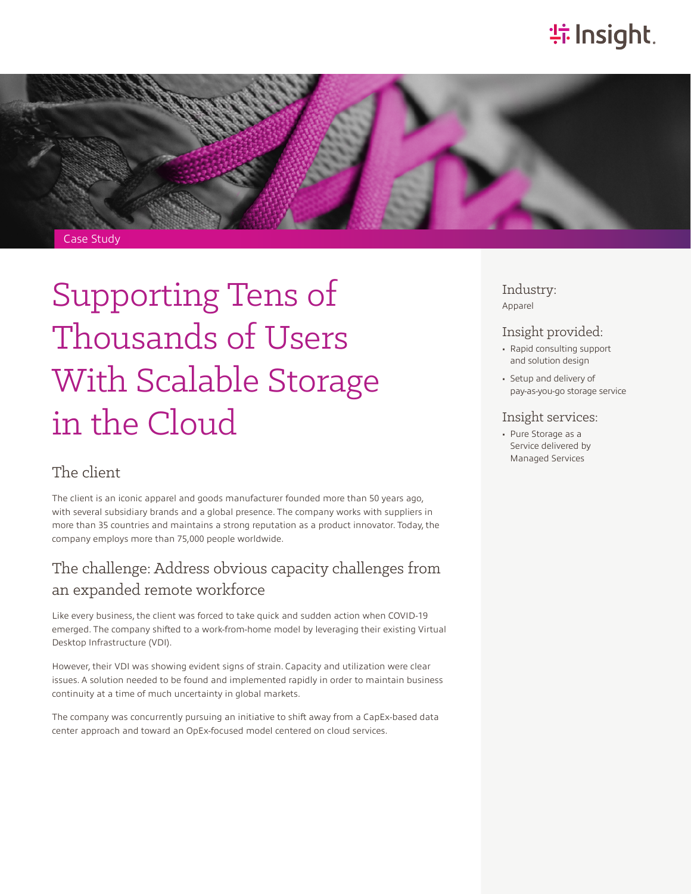Case Study

# Supporting Tens of Thousands of Users With Scalable Storage in the Cloud

## The client

The client is an iconic apparel and goods manufacturer founded more than 50 years ago, with several subsidiary brands and a global presence. The company works with suppliers in more than 35 countries and maintains a strong reputation as a product innovator. Today, the company employs more than 75,000 people worldwide.

## The challenge: Address obvious capacity challenges from an expanded remote workforce

Like every business, the client was forced to take quick and sudden action when COVID-19 emerged. The company shifted to a work-from-home model by leveraging their existing Virtual Desktop Infrastructure (VDI).

However, their VDI was showing evident signs of strain. Capacity and utilization were clear issues. A solution needed to be found and implemented rapidly in order to maintain business continuity at a time of much uncertainty in global markets.

The company was concurrently pursuing an initiative to shift away from a CapEx-based data center approach and toward an OpEx-focused model centered on cloud services.

### Industry:

Apparel

### Insight provided:

- Rapid consulting support and solution design
- Setup and delivery of pay-as-you-go storage service

### Insight services:

- Pure Storage as a Service delivered by Managed Services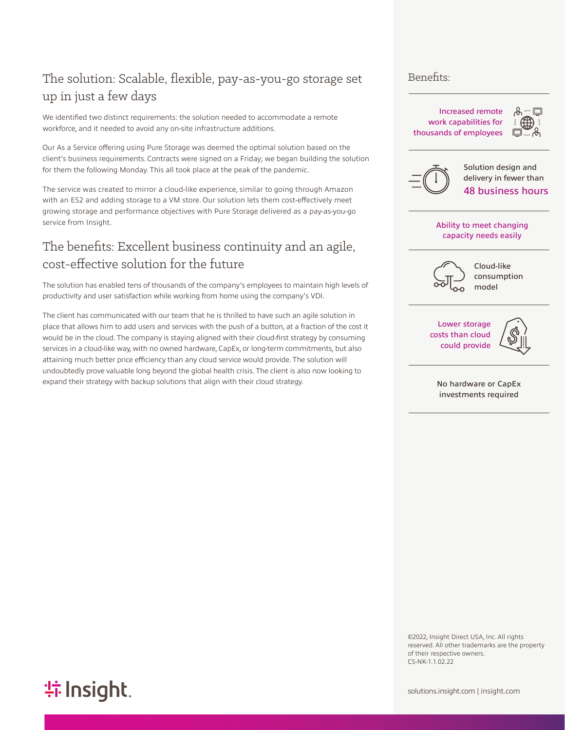## The solution: Scalable, flexible, pay-as-you-go storage set up in just a few days

We identified two distinct requirements: the solution needed to accommodate a remote workforce, and it needed to avoid any on-site infrastructure additions.

Our As a Service offering using Pure Storage was deemed the optimal solution based on the client's business requirements. Contracts were signed on a Friday; we began building the solution for them the following Monday. This all took place at the peak of the pandemic.

The service was created to mirror a cloud-like experience, similar to going through Amazon with an ES2 and adding storage to a VM store. Our solution lets them cost-effectively meet growing storage and performance objectives with Pure Storage delivered as a pay-as-you-go service from Insight.

## The benefits: Excellent business continuity and an agile, cost-effective solution for the future

The solution has enabled tens of thousands of the company's employees to maintain high levels of productivity and user satisfaction while working from home using the company's VDI.

The client has communicated with our team that he is thrilled to have such an agile solution in place that allows him to add users and services with the push of a button, at a fraction of the cost it would be in the cloud. The company is staying aligned with their cloud-first strategy by consuming services in a cloud-like way, with no owned hardware, CapEx, or long-term commitments, but also attaining much better price efficiency than any cloud service would provide. The solution will undoubtedly prove valuable long beyond the global health crisis. The client is also now looking to expand their strategy with backup solutions that align with their cloud strategy.

## Benefits:

- Increased remote work capabilities for thousands of employees
- Solution design and delivery in fewer than **48 business hours**
- Ability to meet changing capacity needs easily
- Cloud-like consumption model
- Lower storage costs than cloud could provide
- No hardware or CapEx investments required

©2022, Insight Direct USA, Inc. All rights reserved. All other trademarks are the property of their respective owners.
CS-NK-1.1.02.22

Insight.

solutions.insight.com | insight.com